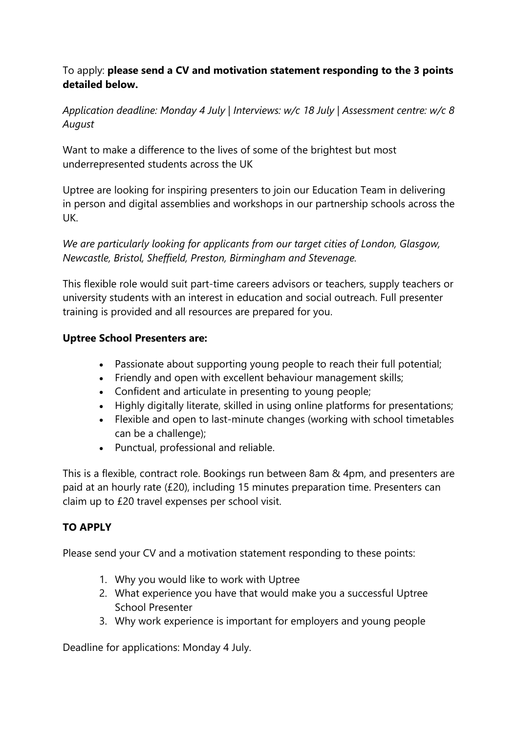To apply: **please send a CV and motivation statement responding to the 3 points detailed below.**

*Application deadline: Monday 4 July | Interviews: w/c 18 July | Assessment centre: w/c 8 August*

Want to make a difference to the lives of some of the brightest but most underrepresented students across the UK

Uptree are looking for inspiring presenters to join our Education Team in delivering in person and digital assemblies and workshops in our partnership schools across the UK.

*We are particularly looking for applicants from our target cities of London, Glasgow, Newcastle, Bristol, Sheffield, Preston, Birmingham and Stevenage.*

This flexible role would suit part-time careers advisors or teachers, supply teachers or university students with an interest in education and social outreach. Full presenter training is provided and all resources are prepared for you.

**Uptree School Presenters are:**

- Passionate about supporting young people to reach their full potential;
- Friendly and open with excellent behaviour management skills;
- Confident and articulate in presenting to young people;
- Highly digitally literate, skilled in using online platforms for presentations;
- Flexible and open to last-minute changes (working with school timetables can be a challenge);
- Punctual, professional and reliable.

This is a flexible, contract role. Bookings run between 8am & 4pm, and presenters are paid at an hourly rate (£20), including 15 minutes preparation time. Presenters can claim up to £20 travel expenses per school visit.

**TO APPLY**

Please send your CV and a motivation statement responding to these points:

1. Why you would like to work with Uptree
2. What experience you have that would make you a successful Uptree School Presenter
3. Why work experience is important for employers and young people

Deadline for applications: Monday 4 July.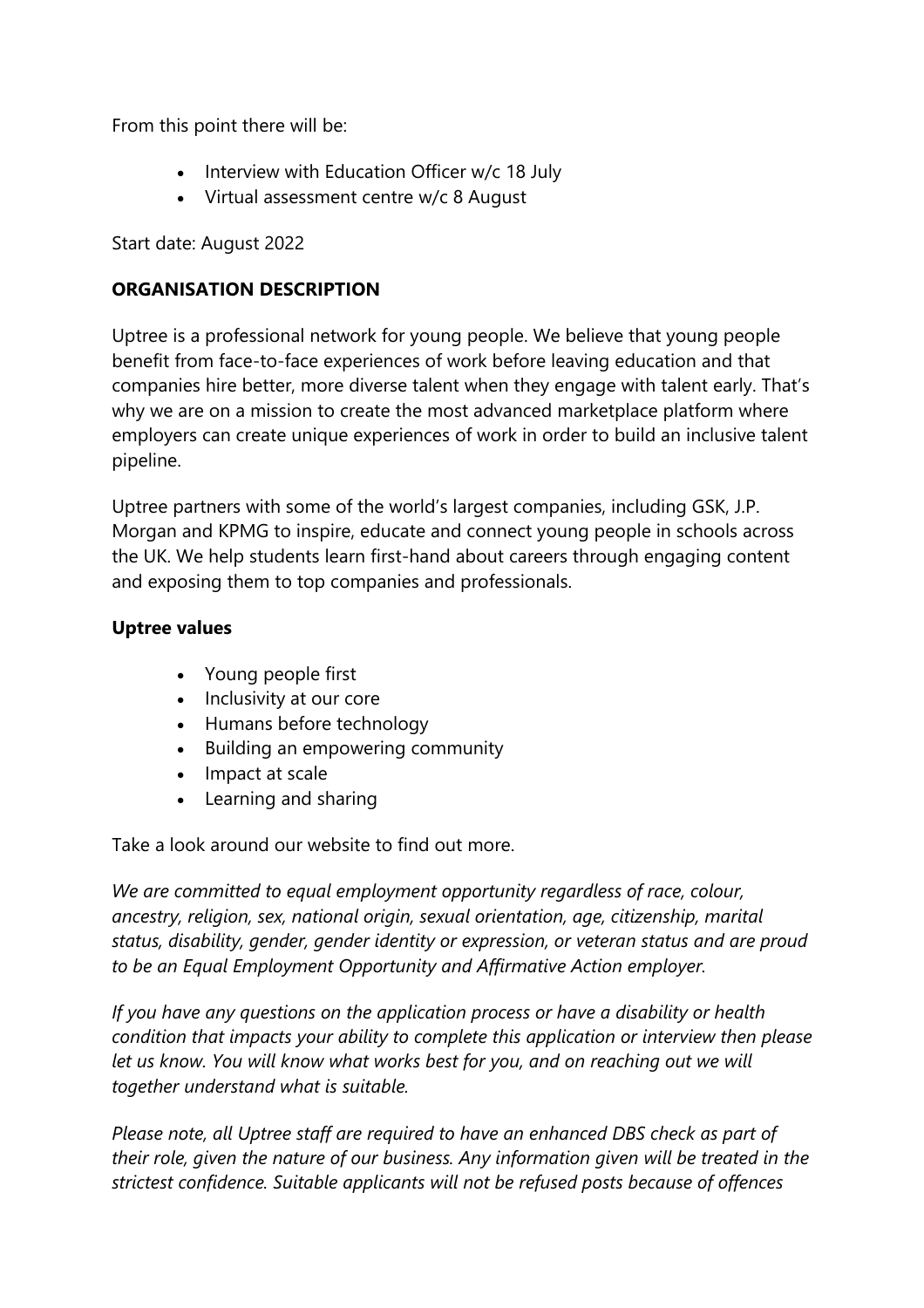From this point there will be:

- Interview with Education Officer w/c 18 July
- Virtual assessment centre w/c 8 August

Start date: August 2022

**ORGANISATION DESCRIPTION**

Uptree is a professional network for young people. We believe that young people benefit from face-to-face experiences of work before leaving education and that companies hire better, more diverse talent when they engage with talent early. That's why we are on a mission to create the most advanced marketplace platform where employers can create unique experiences of work in order to build an inclusive talent pipeline.

Uptree partners with some of the world's largest companies, including GSK, J.P. Morgan and KPMG to inspire, educate and connect young people in schools across the UK. We help students learn first-hand about careers through engaging content and exposing them to top companies and professionals.

**Uptree values**

- Young people first
- Inclusivity at our core
- Humans before technology
- Building an empowering community
- Impact at scale
- Learning and sharing

Take a look around our website to find out more.

*We are committed to equal employment opportunity regardless of race, colour, ancestry, religion, sex, national origin, sexual orientation, age, citizenship, marital status, disability, gender, gender identity or expression, or veteran status and are proud to be an Equal Employment Opportunity and Affirmative Action employer.*

*If you have any questions on the application process or have a disability or health condition that impacts your ability to complete this application or interview then please let us know. You will know what works best for you, and on reaching out we will together understand what is suitable.*

*Please note, all Uptree staff are required to have an enhanced DBS check as part of their role, given the nature of our business. Any information given will be treated in the strictest confidence. Suitable applicants will not be refused posts because of offences*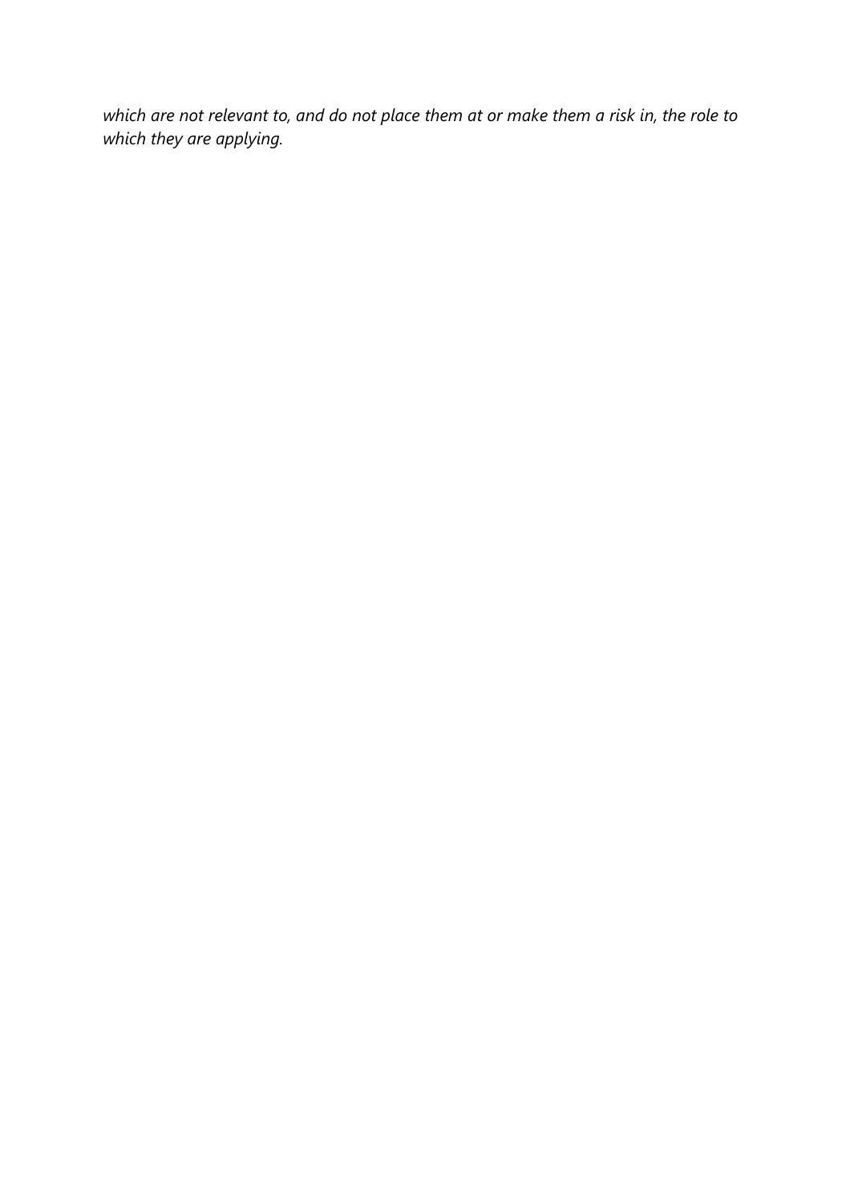*which are not relevant to, and do not place them at or make them a risk in, the role to which they are applying.*